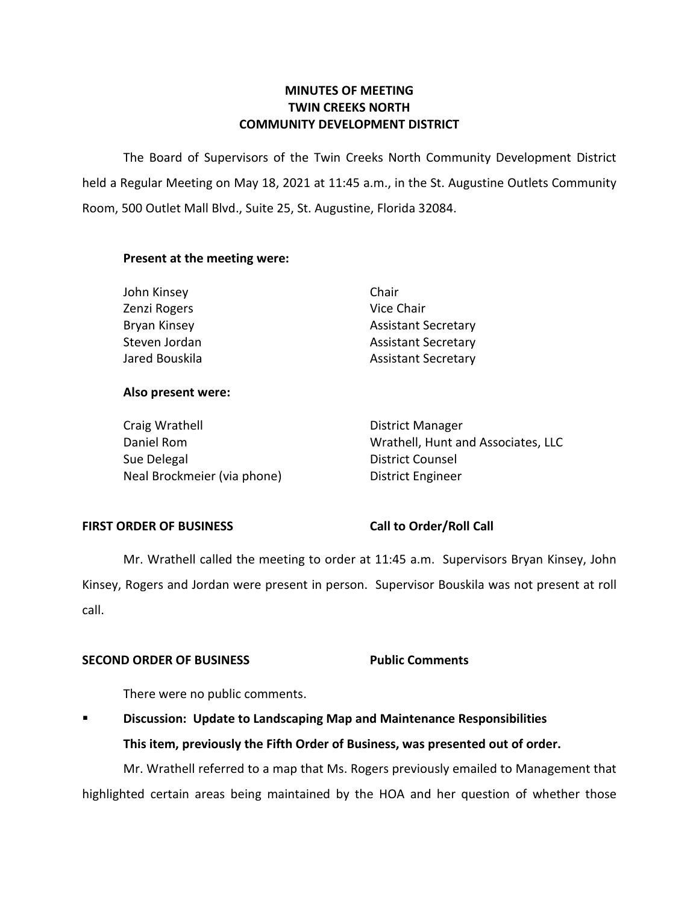# MINUTES OF MEETING
# TWIN CREEKS NORTH
# COMMUNITY DEVELOPMENT DISTRICT

The Board of Supervisors of the Twin Creeks North Community Development District held a Regular Meeting on May 18, 2021 at 11:45 a.m., in the St. Augustine Outlets Community Room, 500 Outlet Mall Blvd., Suite 25, St. Augustine, Florida 32084.

**Present at the meeting were:**

| | |
|---|---|
| John Kinsey | Chair |
| Zenzi Rogers | Vice Chair |
| Bryan Kinsey | Assistant Secretary |
| Steven Jordan | Assistant Secretary |
| Jared Bouskila | Assistant Secretary |

**Also present were:**

| | |
|---|---|
| Craig Wrathell | District Manager |
| Daniel Rom | Wrathell, Hunt and Associates, LLC |
| Sue Delegal | District Counsel |
| Neal Brockmeier (via phone) | District Engineer |

**FIRST ORDER OF BUSINESS** **Call to Order/Roll Call**

Mr. Wrathell called the meeting to order at 11:45 a.m. Supervisors Bryan Kinsey, John Kinsey, Rogers and Jordan were present in person. Supervisor Bouskila was not present at roll call.

**SECOND ORDER OF BUSINESS** **Public Comments**

There were no public comments.

- **Discussion: Update to Landscaping Map and Maintenance Responsibilities**

  **This item, previously the Fifth Order of Business, was presented out of order.**

Mr. Wrathell referred to a map that Ms. Rogers previously emailed to Management that highlighted certain areas being maintained by the HOA and her question of whether those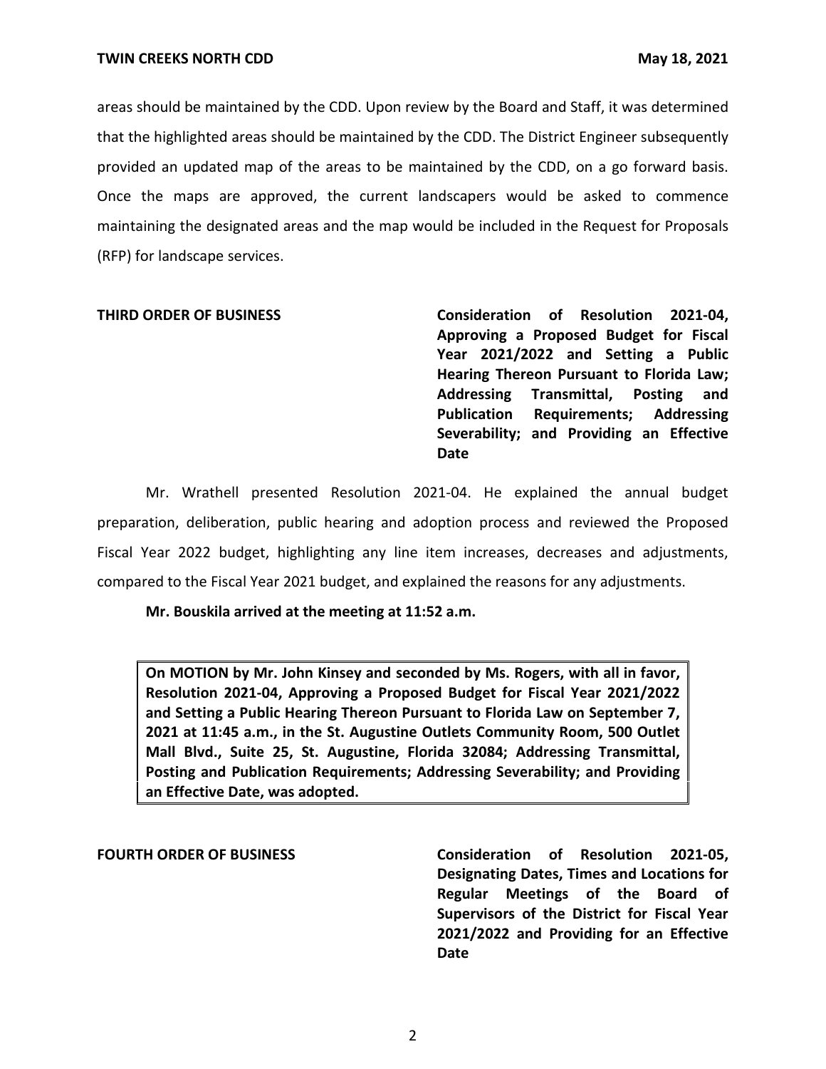areas should be maintained by the CDD. Upon review by the Board and Staff, it was determined that the highlighted areas should be maintained by the CDD. The District Engineer subsequently provided an updated map of the areas to be maintained by the CDD, on a go forward basis. Once the maps are approved, the current landscapers would be asked to commence maintaining the designated areas and the map would be included in the Request for Proposals (RFP) for landscape services.

**THIRD ORDER OF BUSINESS** **Consideration of Resolution 2021-04, Approving a Proposed Budget for Fiscal Year 2021/2022 and Setting a Public Hearing Thereon Pursuant to Florida Law; Addressing Transmittal, Posting and Publication Requirements; Addressing Severability; and Providing an Effective Date**

Mr. Wrathell presented Resolution 2021-04. He explained the annual budget preparation, deliberation, public hearing and adoption process and reviewed the Proposed Fiscal Year 2022 budget, highlighting any line item increases, decreases and adjustments, compared to the Fiscal Year 2021 budget, and explained the reasons for any adjustments.

**Mr. Bouskila arrived at the meeting at 11:52 a.m.**

> **On MOTION by Mr. John Kinsey and seconded by Ms. Rogers, with all in favor, Resolution 2021-04, Approving a Proposed Budget for Fiscal Year 2021/2022 and Setting a Public Hearing Thereon Pursuant to Florida Law on September 7, 2021 at 11:45 a.m., in the St. Augustine Outlets Community Room, 500 Outlet Mall Blvd., Suite 25, St. Augustine, Florida 32084; Addressing Transmittal, Posting and Publication Requirements; Addressing Severability; and Providing an Effective Date, was adopted.**

**FOURTH ORDER OF BUSINESS** **Consideration of Resolution 2021-05, Designating Dates, Times and Locations for Regular Meetings of the Board of Supervisors of the District for Fiscal Year 2021/2022 and Providing for an Effective Date**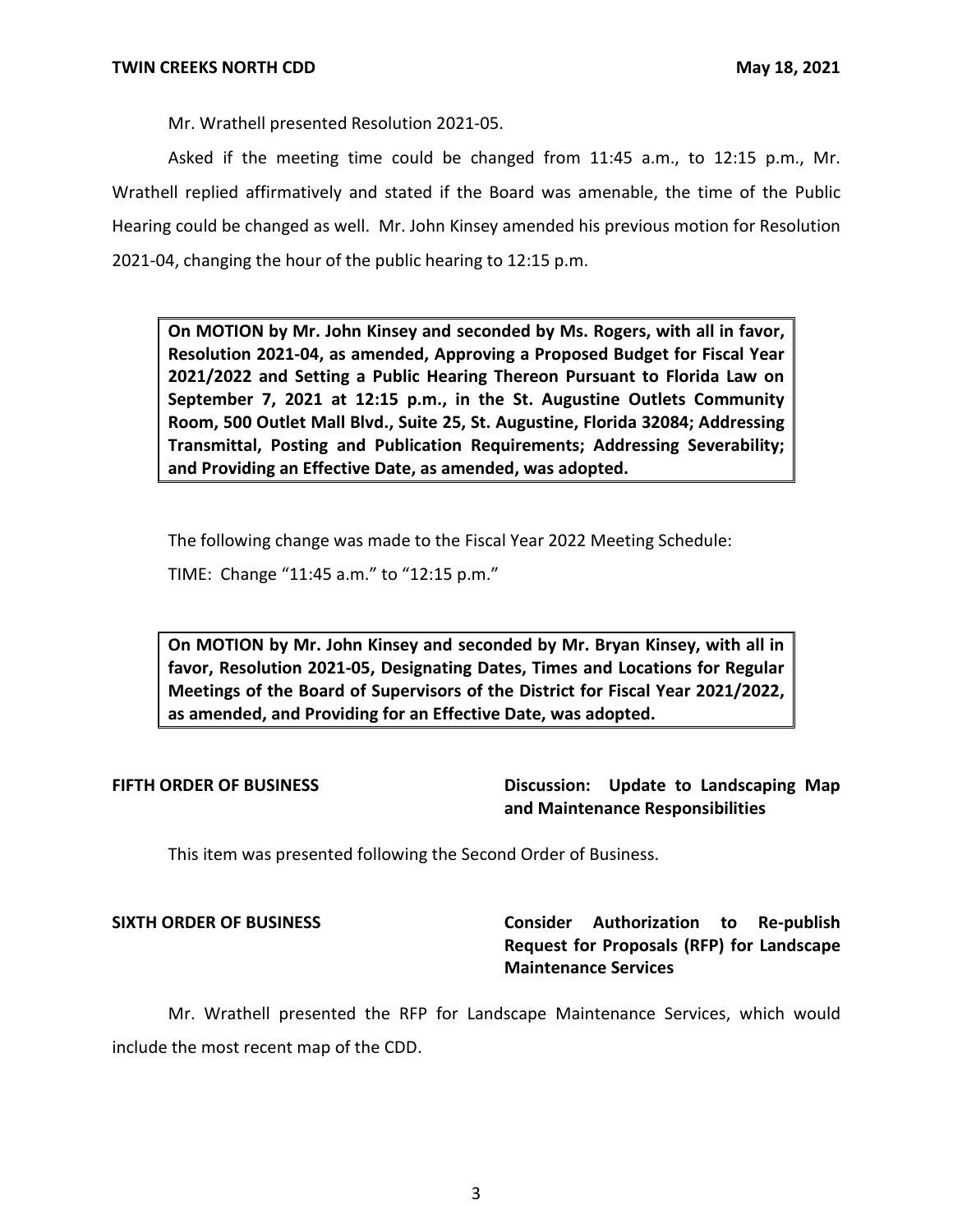Mr. Wrathell presented Resolution 2021-05.

Asked if the meeting time could be changed from 11:45 a.m., to 12:15 p.m., Mr. Wrathell replied affirmatively and stated if the Board was amenable, the time of the Public Hearing could be changed as well. Mr. John Kinsey amended his previous motion for Resolution 2021-04, changing the hour of the public hearing to 12:15 p.m.

> **On MOTION by Mr. John Kinsey and seconded by Ms. Rogers, with all in favor, Resolution 2021-04, as amended, Approving a Proposed Budget for Fiscal Year 2021/2022 and Setting a Public Hearing Thereon Pursuant to Florida Law on September 7, 2021 at 12:15 p.m., in the St. Augustine Outlets Community Room, 500 Outlet Mall Blvd., Suite 25, St. Augustine, Florida 32084; Addressing Transmittal, Posting and Publication Requirements; Addressing Severability; and Providing an Effective Date, as amended, was adopted.**

The following change was made to the Fiscal Year 2022 Meeting Schedule:

TIME: Change "11:45 a.m." to "12:15 p.m."

> **On MOTION by Mr. John Kinsey and seconded by Mr. Bryan Kinsey, with all in favor, Resolution 2021-05, Designating Dates, Times and Locations for Regular Meetings of the Board of Supervisors of the District for Fiscal Year 2021/2022, as amended, and Providing for an Effective Date, was adopted.**

**FIFTH ORDER OF BUSINESS** — **Discussion: Update to Landscaping Map and Maintenance Responsibilities**

This item was presented following the Second Order of Business.

**SIXTH ORDER OF BUSINESS** — **Consider Authorization to Re-publish Request for Proposals (RFP) for Landscape Maintenance Services**

Mr. Wrathell presented the RFP for Landscape Maintenance Services, which would include the most recent map of the CDD.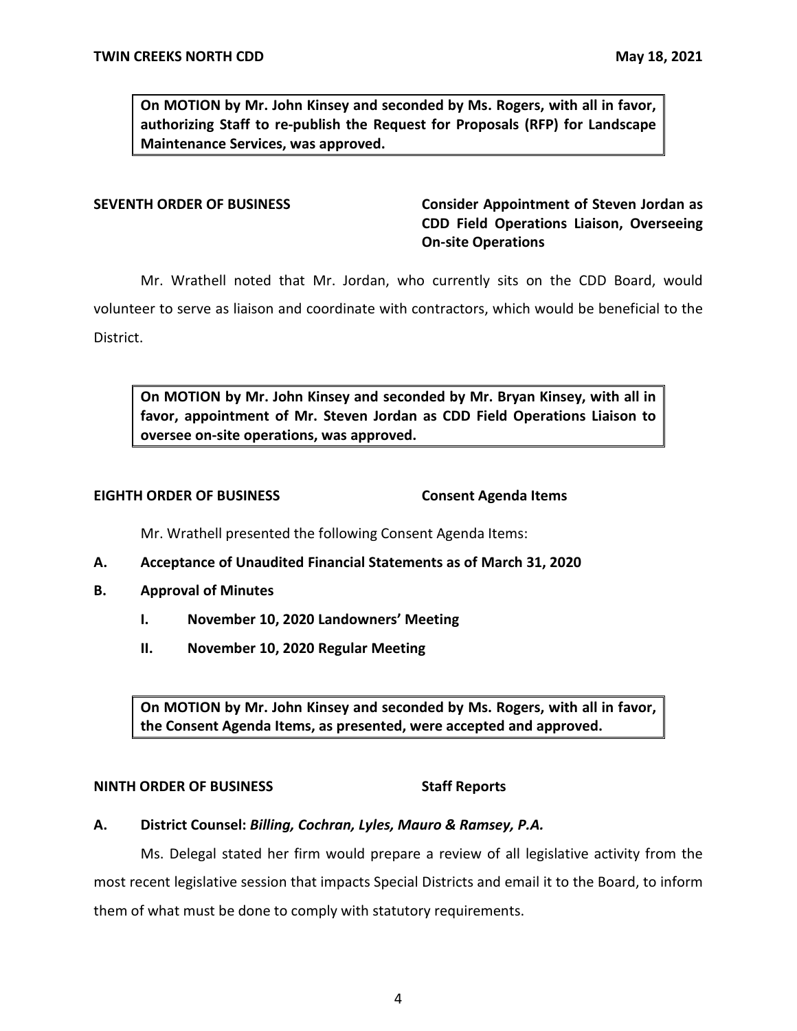**On MOTION by Mr. John Kinsey and seconded by Ms. Rogers, with all in favor, authorizing Staff to re-publish the Request for Proposals (RFP) for Landscape Maintenance Services, was approved.**

**SEVENTH ORDER OF BUSINESS** **Consider Appointment of Steven Jordan as CDD Field Operations Liaison, Overseeing On-site Operations**

Mr. Wrathell noted that Mr. Jordan, who currently sits on the CDD Board, would volunteer to serve as liaison and coordinate with contractors, which would be beneficial to the District.

**On MOTION by Mr. John Kinsey and seconded by Mr. Bryan Kinsey, with all in favor, appointment of Mr. Steven Jordan as CDD Field Operations Liaison to oversee on-site operations, was approved.**

**EIGHTH ORDER OF BUSINESS** **Consent Agenda Items**

Mr. Wrathell presented the following Consent Agenda Items:

**A. Acceptance of Unaudited Financial Statements as of March 31, 2020**

**B. Approval of Minutes**

- **I. November 10, 2020 Landowners' Meeting**
- **II. November 10, 2020 Regular Meeting**

**On MOTION by Mr. John Kinsey and seconded by Ms. Rogers, with all in favor, the Consent Agenda Items, as presented, were accepted and approved.**

**NINTH ORDER OF BUSINESS** **Staff Reports**

**A. District Counsel: *Billing, Cochran, Lyles, Mauro & Ramsey, P.A.***

Ms. Delegal stated her firm would prepare a review of all legislative activity from the most recent legislative session that impacts Special Districts and email it to the Board, to inform them of what must be done to comply with statutory requirements.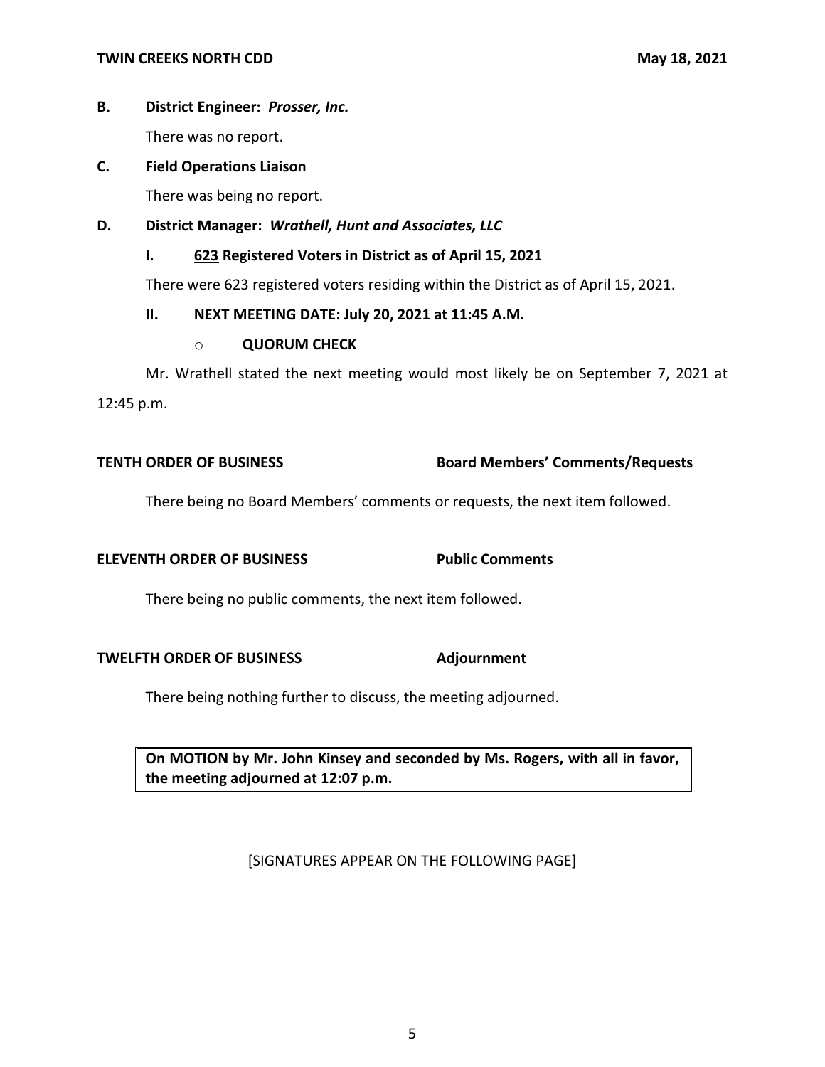**B. District Engineer: *Prosser, Inc.***

There was no report.

**C. Field Operations Liaison**

There was being no report.

**D. District Manager: *Wrathell, Hunt and Associates, LLC***

**I. <u>623</u> Registered Voters in District as of April 15, 2021**

There were 623 registered voters residing within the District as of April 15, 2021.

**II. NEXT MEETING DATE: July 20, 2021 at 11:45 A.M.**

- **QUORUM CHECK**

Mr. Wrathell stated the next meeting would most likely be on September 7, 2021 at 12:45 p.m.

**TENTH ORDER OF BUSINESS Board Members' Comments/Requests**

There being no Board Members' comments or requests, the next item followed.

**ELEVENTH ORDER OF BUSINESS Public Comments**

There being no public comments, the next item followed.

**TWELFTH ORDER OF BUSINESS Adjournment**

There being nothing further to discuss, the meeting adjourned.

**On MOTION by Mr. John Kinsey and seconded by Ms. Rogers, with all in favor, the meeting adjourned at 12:07 p.m.**

[SIGNATURES APPEAR ON THE FOLLOWING PAGE]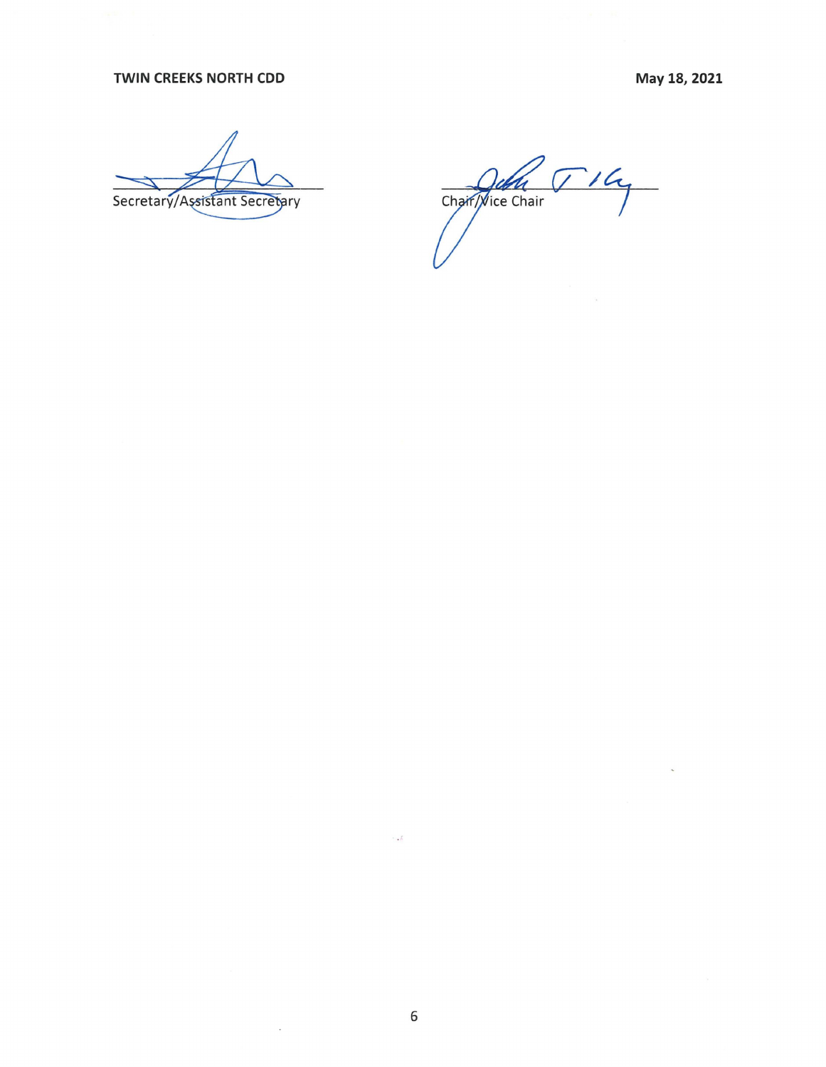**TWIN CREEKS NORTH CDD** **May 18, 2021**

Secretary/Assistant Secretary

Chair/Vice Chair